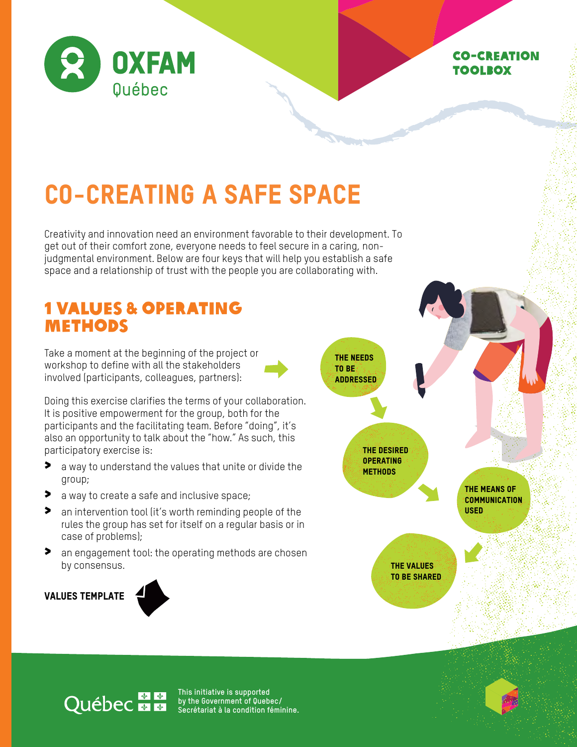# CO-CREATING A SAFE SPACE

Creativity and innovation need an environment favorable to their development. To get out of their comfort zone, everyone needs to feel secure in a caring, non-judgmental environment. Below are four keys that will help you establish a safe space and a relationship of trust with the people you are collaborating with.

## 1 VALUES & OPERATING METHODS

Take a moment at the beginning of the project or workshop to define with all the stakeholders involved (participants, colleagues, partners):

- THE NEEDS TO BE ADDRESSED
- THE DESIRED OPERATING METHODS
- THE MEANS OF COMMUNICATION USED
- THE VALUES TO BE SHARED

Doing this exercise clarifies the terms of your collaboration. It is positive empowerment for the group, both for the participants and the facilitating team. Before "doing", it's also an opportunity to talk about the "how." As such, this participatory exercise is:

- a way to understand the values that unite or divide the group;
- a way to create a safe and inclusive space;
- an intervention tool (it's worth reminding people of the rules the group has set for itself on a regular basis or in case of problems);
- an engagement tool: the operating methods are chosen by consensus.

**VALUES TEMPLATE**

This initiative is supported by the Government of Quebec/ Secrétariat à la condition féminine.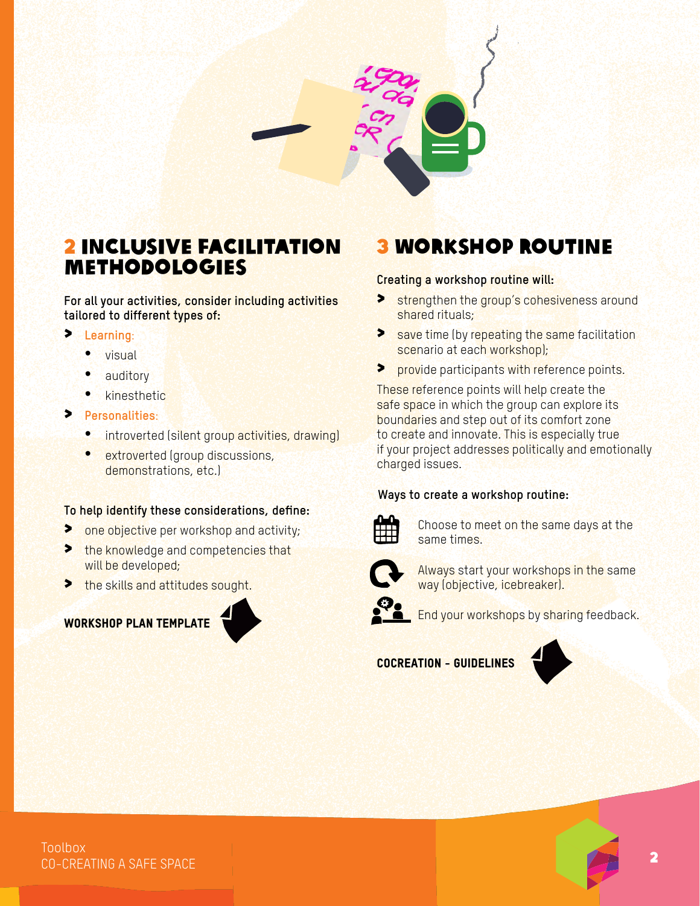## 2 INCLUSIVE FACILITATION METHODOLOGIES

**For all your activities, consider including activities tailored to different types of:**

- Learning:
  - visual
  - auditory
  - kinesthetic
- Personalities:
  - introverted (silent group activities, drawing)
  - extroverted (group discussions, demonstrations, etc.)

**To help identify these considerations, define:**

- one objective per workshop and activity;
- the knowledge and competencies that will be developed;
- the skills and attitudes sought.

**WORKSHOP PLAN TEMPLATE**

## 3 WORKSHOP ROUTINE

**Creating a workshop routine will:**

- strengthen the group's cohesiveness around shared rituals;
- save time (by repeating the same facilitation scenario at each workshop);
- provide participants with reference points.

These reference points will help create the safe space in which the group can explore its boundaries and step out of its comfort zone to create and innovate. This is especially true if your project addresses politically and emotionally charged issues.

**Ways to create a workshop routine:**

- Choose to meet on the same days at the same times.
- Always start your workshops in the same way (objective, icebreaker).
- End your workshops by sharing feedback.

**COCREATION - GUIDELINES**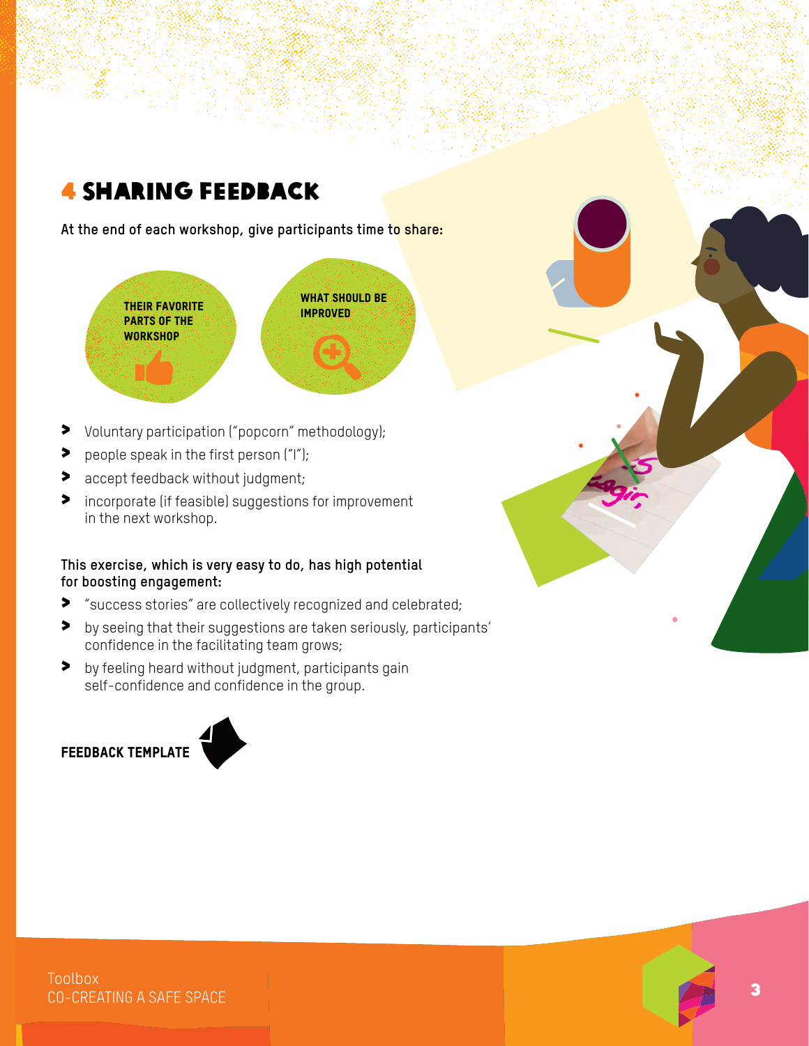## 4 SHARING FEEDBACK

**At the end of each workshop, give participants time to share:**

**THEIR FAVORITE PARTS OF THE WORKSHOP**

**WHAT SHOULD BE IMPROVED**

- Voluntary participation ("popcorn" methodology);
- people speak in the first person ("I");
- accept feedback without judgment;
- incorporate (if feasible) suggestions for improvement in the next workshop.

**This exercise, which is very easy to do, has high potential for boosting engagement:**

- "success stories" are collectively recognized and celebrated;
- by seeing that their suggestions are taken seriously, participants' confidence in the facilitating team grows;
- by feeling heard without judgment, participants gain self-confidence and confidence in the group.

**FEEDBACK TEMPLATE**